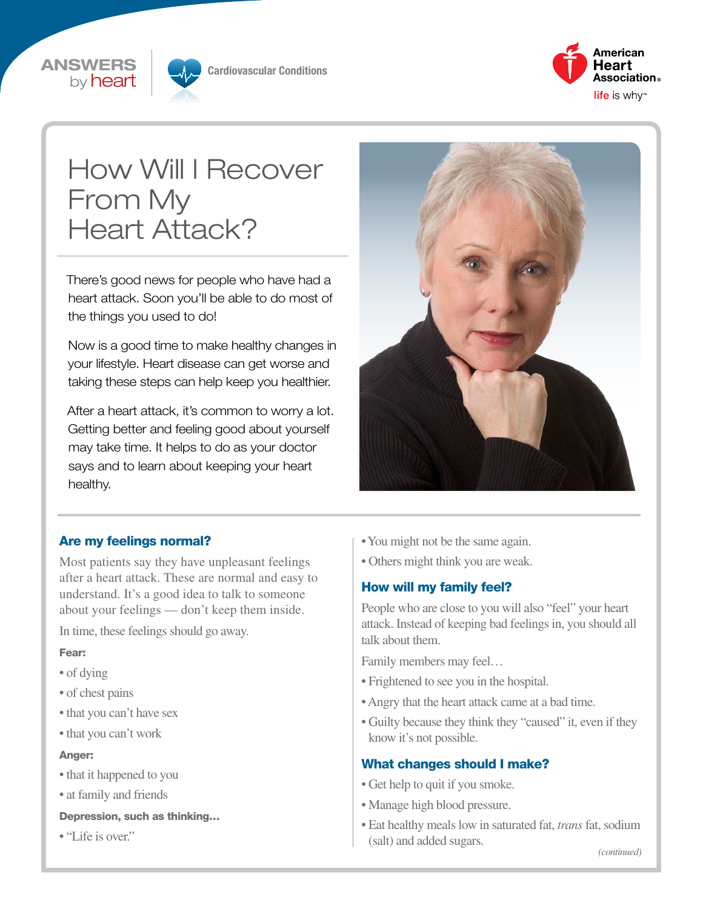ANSWERS by heart

Cardiovascular Conditions

American Heart Association
life is why™

# How Will I Recover From My Heart Attack?

There's good news for people who have had a heart attack. Soon you'll be able to do most of the things you used to do!

Now is a good time to make healthy changes in your lifestyle. Heart disease can get worse and taking these steps can help keep you healthier.

After a heart attack, it's common to worry a lot. Getting better and feeling good about yourself may take time. It helps to do as your doctor says and to learn about keeping your heart healthy.

## Are my feelings normal?

Most patients say they have unpleasant feelings after a heart attack. These are normal and easy to understand. It's a good idea to talk to someone about your feelings — don't keep them inside.

In time, these feelings should go away.

**Fear:**

- of dying
- of chest pains
- that you can't have sex
- that you can't work

**Anger:**

- that it happened to you
- at family and friends

**Depression, such as thinking…**

- "Life is over."
- You might not be the same again.
- Others might think you are weak.

## How will my family feel?

People who are close to you will also "feel" your heart attack. Instead of keeping bad feelings in, you should all talk about them.

Family members may feel…

- Frightened to see you in the hospital.
- Angry that the heart attack came at a bad time.
- Guilty because they think they "caused" it, even if they know it's not possible.

## What changes should I make?

- Get help to quit if you smoke.
- Manage high blood pressure.
- Eat healthy meals low in saturated fat, *trans* fat, sodium (salt) and added sugars.

*(continued)*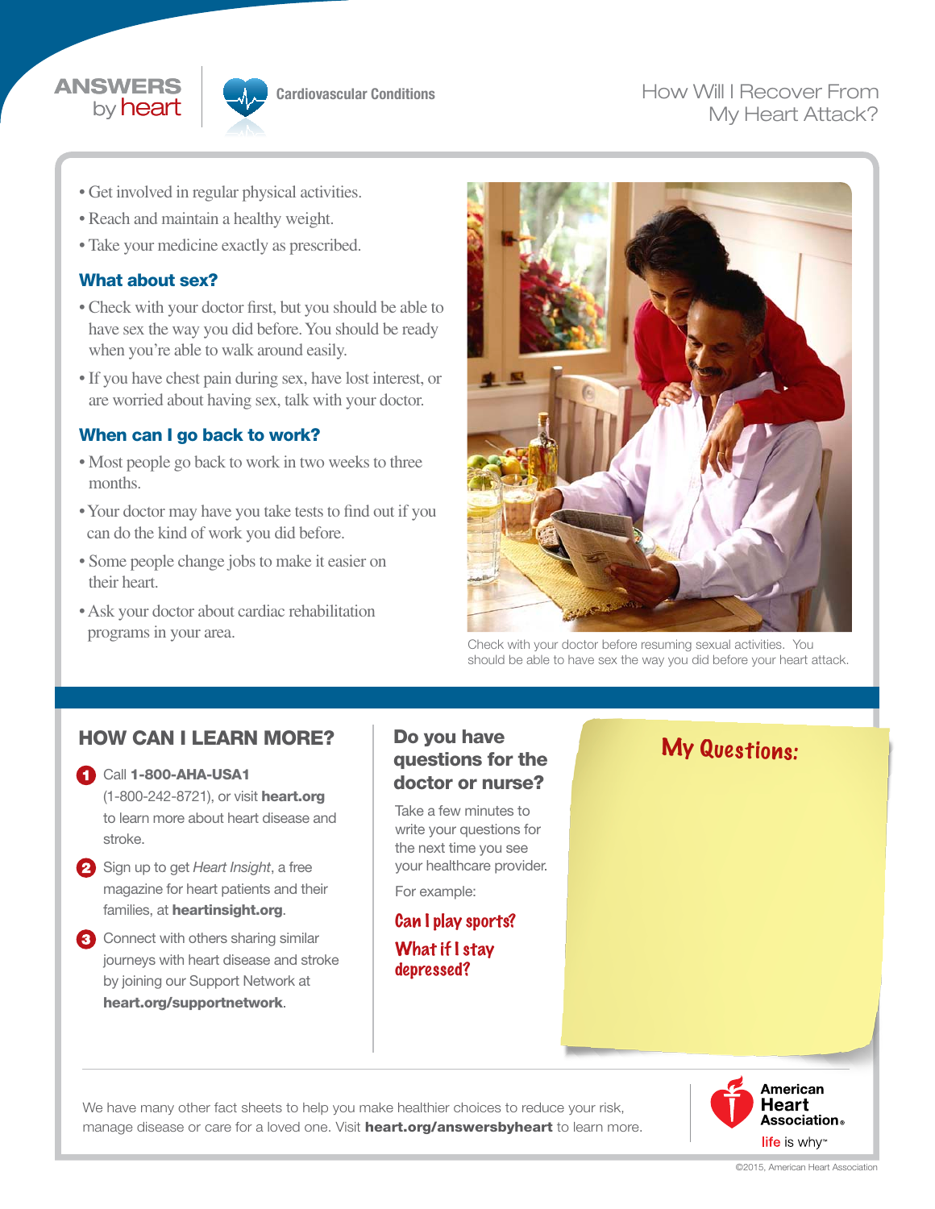- Get involved in regular physical activities.
- Reach and maintain a healthy weight.
- Take your medicine exactly as prescribed.

### What about sex?

- Check with your doctor first, but you should be able to have sex the way you did before. You should be ready when you're able to walk around easily.
- If you have chest pain during sex, have lost interest, or are worried about having sex, talk with your doctor.

### When can I go back to work?

- Most people go back to work in two weeks to three months.
- Your doctor may have you take tests to find out if you can do the kind of work you did before.
- Some people change jobs to make it easier on their heart.
- Ask your doctor about cardiac rehabilitation programs in your area.

Check with your doctor before resuming sexual activities. You should be able to have sex the way you did before your heart attack.

## HOW CAN I LEARN MORE?

1. Call **1-800-AHA-USA1** (1-800-242-8721), or visit **heart.org** to learn more about heart disease and stroke.
2. Sign up to get *Heart Insight*, a free magazine for heart patients and their families, at **heartinsight.org**.
3. Connect with others sharing similar journeys with heart disease and stroke by joining our Support Network at **heart.org/supportnetwork**.

## Do you have questions for the doctor or nurse?

Take a few minutes to write your questions for the next time you see your healthcare provider.

For example:

**Can I play sports?**

**What if I stay depressed?**

**My Questions:**

We have many other fact sheets to help you make healthier choices to reduce your risk, manage disease or care for a loved one. Visit **heart.org/answersbyheart** to learn more.

©2015, American Heart Association